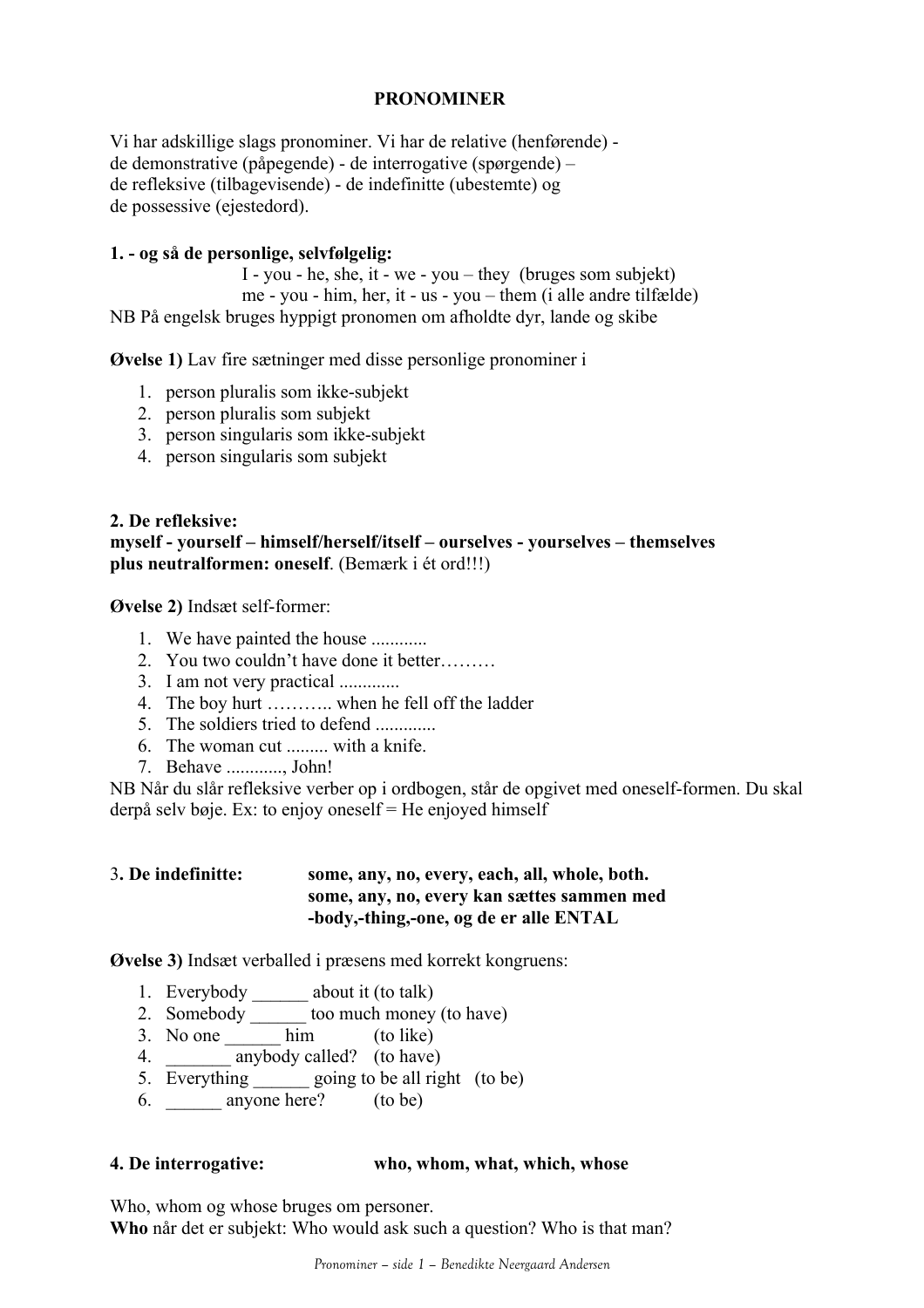# PRONOMINER

Vi har adskillige slags pronominer. Vi har de relative (henførende) - de demonstrative (påpegende) - de interrogative (spørgende) – de refleksive (tilbagevisende) - de indefinitte (ubestemte) og de possessive (ejestedord).

**1. - og så de personlige, selvfølgelig:**

I - you - he, she, it - we - you – they (bruges som subjekt)
me - you - him, her, it - us - you – them (i alle andre tilfælde)

NB På engelsk bruges hyppigt pronomen om afholdte dyr, lande og skibe

**Øvelse 1)** Lav fire sætninger med disse personlige pronominer i

1. person pluralis som ikke-subjekt
2. person pluralis som subjekt
3. person singularis som ikke-subjekt
4. person singularis som subjekt

**2. De refleksive:**
**myself - yourself – himself/herself/itself – ourselves - yourselves – themselves**
**plus neutralformen: oneself**. (Bemærk i ét ord!!!)

**Øvelse 2)** Indsæt self-former:

1. We have painted the house ............
2. You two couldn't have done it better………
3. I am not very practical .............
4. The boy hurt ……….. when he fell off the ladder
5. The soldiers tried to defend .............
6. The woman cut ......... with a knife.
7. Behave ............, John!

NB Når du slår refleksive verber op i ordbogen, står de opgivet med oneself-formen. Du skal derpå selv bøje. Ex: to enjoy oneself = He enjoyed himself

3**. De indefinitte:** **some, any, no, every, each, all, whole, both.**
**some, any, no, every kan sættes sammen med**
**-body,-thing,-one, og de er alle ENTAL**

**Øvelse 3)** Indsæt verballed i præsens med korrekt kongruens:

1. Everybody ______ about it (to talk)
2. Somebody ______ too much money (to have)
3. No one ______ him (to like)
4. _______ anybody called? (to have)
5. Everything ______ going to be all right (to be)
6. ______ anyone here? (to be)

**4. De interrogative:** **who, whom, what, which, whose**

Who, whom og whose bruges om personer.
**Who** når det er subjekt: Who would ask such a question? Who is that man?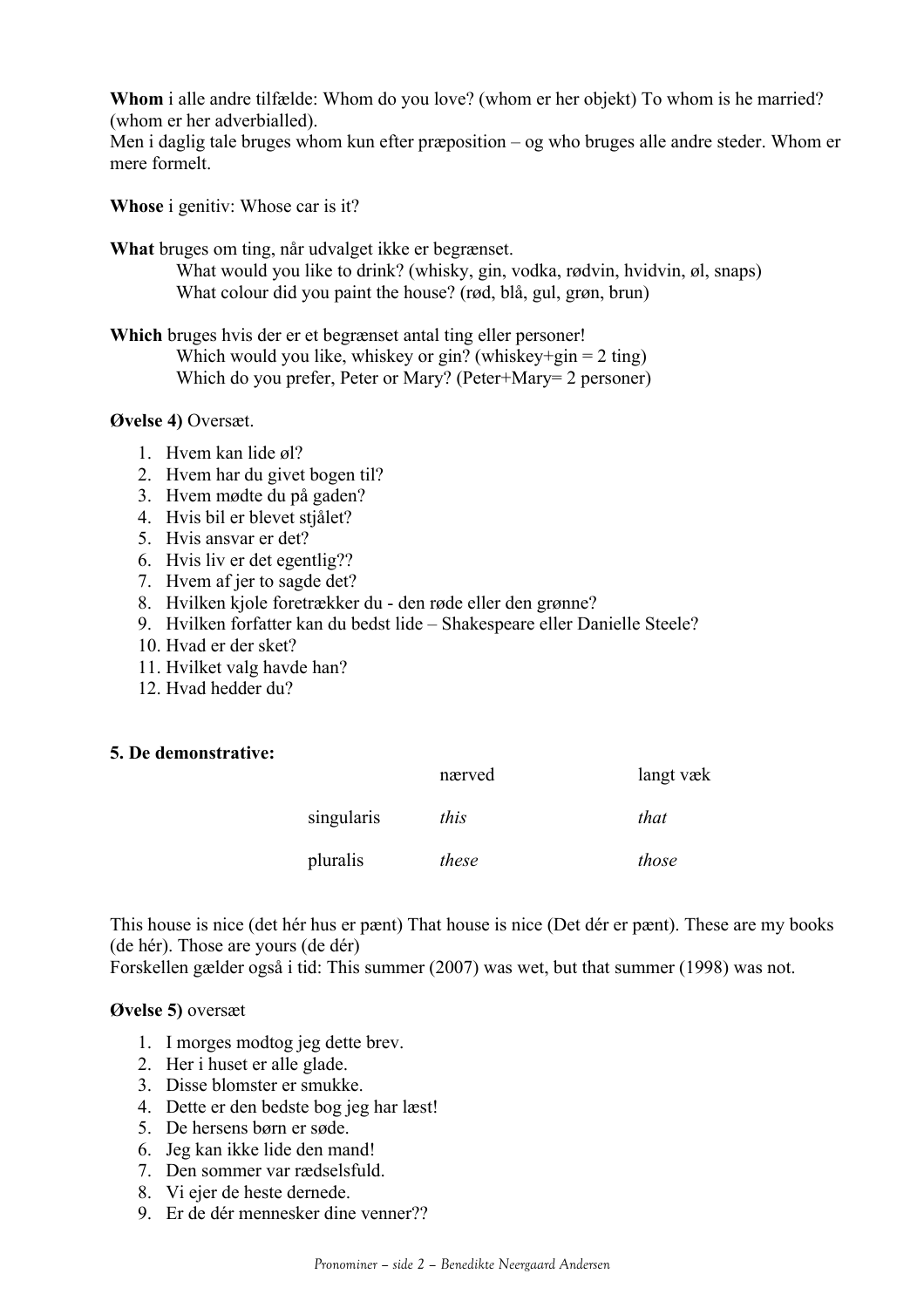**Whom** i alle andre tilfælde: Whom do you love? (whom er her objekt) To whom is he married? (whom er her adverbialled).
Men i daglig tale bruges whom kun efter præposition – og who bruges alle andre steder. Whom er mere formelt.

**Whose** i genitiv: Whose car is it?

**What** bruges om ting, når udvalget ikke er begrænset.
What would you like to drink? (whisky, gin, vodka, rødvin, hvidvin, øl, snaps)
What colour did you paint the house? (rød, blå, gul, grøn, brun)

**Which** bruges hvis der er et begrænset antal ting eller personer!
Which would you like, whiskey or gin? (whiskey+gin = 2 ting)
Which do you prefer, Peter or Mary? (Peter+Mary= 2 personer)

**Øvelse 4)** Oversæt.

1. Hvem kan lide øl?
2. Hvem har du givet bogen til?
3. Hvem mødte du på gaden?
4. Hvis bil er blevet stjålet?
5. Hvis ansvar er det?
6. Hvis liv er det egentlig??
7. Hvem af jer to sagde det?
8. Hvilken kjole foretrækker du - den røde eller den grønne?
9. Hvilken forfatter kan du bedst lide – Shakespeare eller Danielle Steele?
10. Hvad er der sket?
11. Hvilket valg havde han?
12. Hvad hedder du?

**5. De demonstrative:**

| | nærved | langt væk |
|---|---|---|
| singularis | *this* | *that* |
| pluralis | *these* | *those* |

This house is nice (det hér hus er pænt) That house is nice (Det dér er pænt). These are my books (de hér). Those are yours (de dér)
Forskellen gælder også i tid: This summer (2007) was wet, but that summer (1998) was not.

**Øvelse 5)** oversæt

1. I morges modtog jeg dette brev.
2. Her i huset er alle glade.
3. Disse blomster er smukke.
4. Dette er den bedste bog jeg har læst!
5. De hersens børn er søde.
6. Jeg kan ikke lide den mand!
7. Den sommer var rædselsfuld.
8. Vi ejer de heste dernede.
9. Er de dér mennesker dine venner??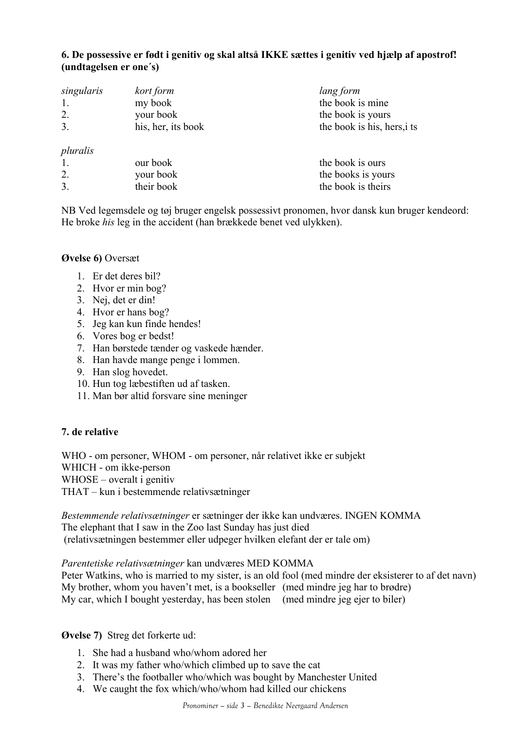**6. De possessive er født i genitiv og skal altså IKKE sættes i genitiv ved hjælp af apostrof! (undtagelsen er one´s)**

| *singularis* | *kort form* | *lang form* |
|---|---|---|
| 1. | my book | the book is mine |
| 2. | your book | the book is yours |
| 3. | his, her, its book | the book is his, hers,i ts |
| *pluralis* | | |
| 1. | our book | the book is ours |
| 2. | your book | the books is yours |
| 3. | their book | the book is theirs |

NB Ved legemsdele og tøj bruger engelsk possessivt pronomen, hvor dansk kun bruger kendeord: He broke *his* leg in the accident (han brækkede benet ved ulykken).

**Øvelse 6)** Oversæt

1. Er det deres bil?
2. Hvor er min bog?
3. Nej, det er din!
4. Hvor er hans bog?
5. Jeg kan kun finde hendes!
6. Vores bog er bedst!
7. Han børstede tænder og vaskede hænder.
8. Han havde mange penge i lommen.
9. Han slog hovedet.
10. Hun tog læbestiften ud af tasken.
11. Man bør altid forsvare sine meninger

**7. de relative**

WHO - om personer, WHOM - om personer, når relativet ikke er subjekt
WHICH - om ikke-person
WHOSE – overalt i genitiv
THAT – kun i bestemmende relativsætninger

*Bestemmende relativsætninger* er sætninger der ikke kan undværes. INGEN KOMMA
The elephant that I saw in the Zoo last Sunday has just died
(relativsætningen bestemmer eller udpeger hvilken elefant der er tale om)

*Parentetiske relativsætninger* kan undværes MED KOMMA
Peter Watkins, who is married to my sister, is an old fool (med mindre der eksisterer to af det navn)
My brother, whom you haven't met, is a bookseller (med mindre jeg har to brødre)
My car, which I bought yesterday, has been stolen (med mindre jeg ejer to biler)

**Øvelse 7)** Streg det forkerte ud:

1. She had a husband who/whom adored her
2. It was my father who/which climbed up to save the cat
3. There's the footballer who/which was bought by Manchester United
4. We caught the fox which/who/whom had killed our chickens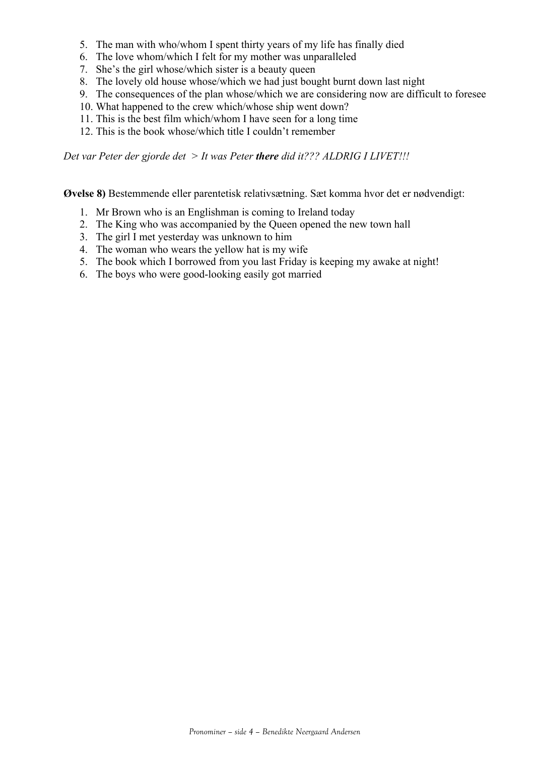5. The man with who/whom I spent thirty years of my life has finally died
6. The love whom/which I felt for my mother was unparalleled
7. She's the girl whose/which sister is a beauty queen
8. The lovely old house whose/which we had just bought burnt down last night
9. The consequences of the plan whose/which we are considering now are difficult to foresee
10. What happened to the crew which/whose ship went down?
11. This is the best film which/whom I have seen for a long time
12. This is the book whose/which title I couldn't remember

*Det var Peter der gjorde det > It was Peter* ***there*** *did it??? ALDRIG I LIVET!!!*

**Øvelse 8)** Bestemmende eller parentetisk relativsætning. Sæt komma hvor det er nødvendigt:

1. Mr Brown who is an Englishman is coming to Ireland today
2. The King who was accompanied by the Queen opened the new town hall
3. The girl I met yesterday was unknown to him
4. The woman who wears the yellow hat is my wife
5. The book which I borrowed from you last Friday is keeping my awake at night!
6. The boys who were good-looking easily got married